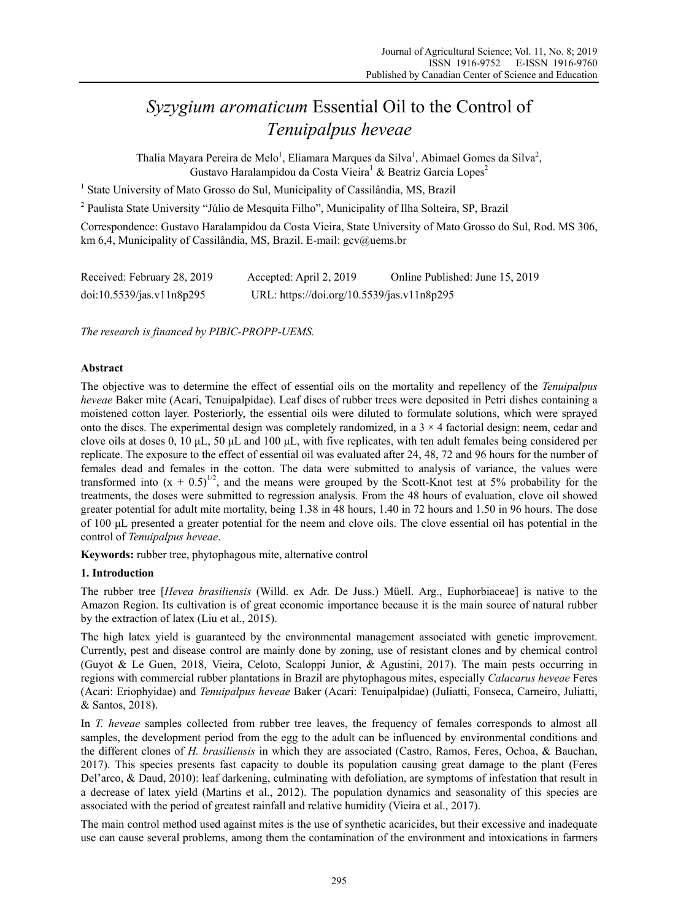# *Syzygium aromaticum* Essential Oil to the Control of *Tenuipalpus heveae*

Thalia Mayara Pereira de Melo[1], Eliamara Marques da Silva[1], Abimael Gomes da Silva[2], Gustavo Haralampidou da Costa Vieira[1] & Beatriz Garcia Lopes[2]

[1] State University of Mato Grosso do Sul, Municipality of Cassilândia, MS, Brazil

[2] Paulista State University "Júlio de Mesquita Filho", Municipality of Ilha Solteira, SP, Brazil

Correspondence: Gustavo Haralampidou da Costa Vieira, State University of Mato Grosso do Sul, Rod. MS 306, km 6,4, Municipality of Cassilândia, MS, Brazil. E-mail: gcv@uems.br

Received: February 28, 2019 Accepted: April 2, 2019 Online Published: June 15, 2019

doi:10.5539/jas.v11n8p295 URL: https://doi.org/10.5539/jas.v11n8p295

*The research is financed by PIBIC-PROPP-UEMS.*

## Abstract

The objective was to determine the effect of essential oils on the mortality and repellency of the *Tenuipalpus heveae* Baker mite (Acari, Tenuipalpidae). Leaf discs of rubber trees were deposited in Petri dishes containing a moistened cotton layer. Posteriorly, the essential oils were diluted to formulate solutions, which were sprayed onto the discs. The experimental design was completely randomized, in a $3 \times 4$ factorial design: neem, cedar and clove oils at doses 0, 10 µL, 50 µL and 100 µL, with five replicates, with ten adult females being considered per replicate. The exposure to the effect of essential oil was evaluated after 24, 48, 72 and 96 hours for the number of females dead and females in the cotton. The data were submitted to analysis of variance, the values were transformed into $(x + 0.5)^{1/2}$, and the means were grouped by the Scott-Knot test at 5% probability for the treatments, the doses were submitted to regression analysis. From the 48 hours of evaluation, clove oil showed greater potential for adult mite mortality, being 1.38 in 48 hours, 1.40 in 72 hours and 1.50 in 96 hours. The dose of 100 µL presented a greater potential for the neem and clove oils. The clove essential oil has potential in the control of *Tenuipalpus heveae*.

**Keywords:** rubber tree, phytophagous mite, alternative control

## 1. Introduction

The rubber tree [*Hevea brasiliensis* (Willd. ex Adr. De Juss.) Müell. Arg., Euphorbiaceae] is native to the Amazon Region. Its cultivation is of great economic importance because it is the main source of natural rubber by the extraction of latex (Liu et al., 2015).

The high latex yield is guaranteed by the environmental management associated with genetic improvement. Currently, pest and disease control are mainly done by zoning, use of resistant clones and by chemical control (Guyot & Le Guen, 2018, Vieira, Celoto, Scaloppi Junior, & Agustini, 2017). The main pests occurring in regions with commercial rubber plantations in Brazil are phytophagous mites, especially *Calacarus heveae* Feres (Acari: Eriophyidae) and *Tenuipalpus heveae* Baker (Acari: Tenuipalpidae) (Juliatti, Fonseca, Carneiro, Juliatti, & Santos, 2018).

In *T. heveae* samples collected from rubber tree leaves, the frequency of females corresponds to almost all samples, the development period from the egg to the adult can be influenced by environmental conditions and the different clones of *H. brasiliensis* in which they are associated (Castro, Ramos, Feres, Ochoa, & Bauchan, 2017). This species presents fast capacity to double its population causing great damage to the plant (Feres Del'arco, & Daud, 2010): leaf darkening, culminating with defoliation, are symptoms of infestation that result in a decrease of latex yield (Martins et al., 2012). The population dynamics and seasonality of this species are associated with the period of greatest rainfall and relative humidity (Vieira et al., 2017).

The main control method used against mites is the use of synthetic acaricides, but their excessive and inadequate use can cause several problems, among them the contamination of the environment and intoxications in farmers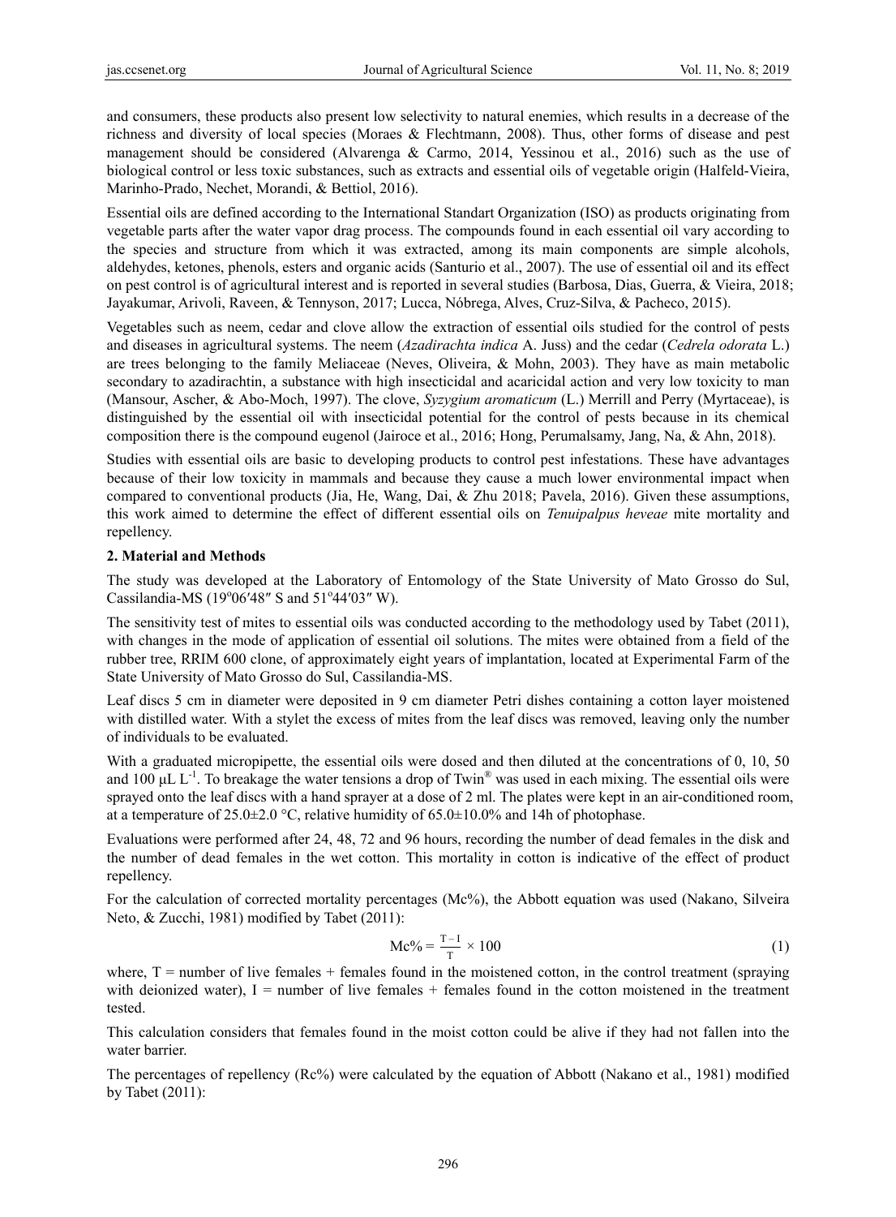and consumers, these products also present low selectivity to natural enemies, which results in a decrease of the richness and diversity of local species (Moraes & Flechtmann, 2008). Thus, other forms of disease and pest management should be considered (Alvarenga & Carmo, 2014, Yessinou et al., 2016) such as the use of biological control or less toxic substances, such as extracts and essential oils of vegetable origin (Halfeld-Vieira, Marinho-Prado, Nechet, Morandi, & Bettiol, 2016).

Essential oils are defined according to the International Standart Organization (ISO) as products originating from vegetable parts after the water vapor drag process. The compounds found in each essential oil vary according to the species and structure from which it was extracted, among its main components are simple alcohols, aldehydes, ketones, phenols, esters and organic acids (Santurio et al., 2007). The use of essential oil and its effect on pest control is of agricultural interest and is reported in several studies (Barbosa, Dias, Guerra, & Vieira, 2018; Jayakumar, Arivoli, Raveen, & Tennyson, 2017; Lucca, Nóbrega, Alves, Cruz-Silva, & Pacheco, 2015).

Vegetables such as neem, cedar and clove allow the extraction of essential oils studied for the control of pests and diseases in agricultural systems. The neem (*Azadirachta indica* A. Juss) and the cedar (*Cedrela odorata* L.) are trees belonging to the family Meliaceae (Neves, Oliveira, & Mohn, 2003). They have as main metabolic secondary to azadirachtin, a substance with high insecticidal and acaricidal action and very low toxicity to man (Mansour, Ascher, & Abo-Moch, 1997). The clove, *Syzygium aromaticum* (L.) Merrill and Perry (Myrtaceae), is distinguished by the essential oil with insecticidal potential for the control of pests because in its chemical composition there is the compound eugenol (Jairoce et al., 2016; Hong, Perumalsamy, Jang, Na, & Ahn, 2018).

Studies with essential oils are basic to developing products to control pest infestations. These have advantages because of their low toxicity in mammals and because they cause a much lower environmental impact when compared to conventional products (Jia, He, Wang, Dai, & Zhu 2018; Pavela, 2016). Given these assumptions, this work aimed to determine the effect of different essential oils on *Tenuipalpus heveae* mite mortality and repellency.

## 2. Material and Methods

The study was developed at the Laboratory of Entomology of the State University of Mato Grosso do Sul, Cassilandia-MS (19°06′48″ S and 51°44′03″ W).

The sensitivity test of mites to essential oils was conducted according to the methodology used by Tabet (2011), with changes in the mode of application of essential oil solutions. The mites were obtained from a field of the rubber tree, RRIM 600 clone, of approximately eight years of implantation, located at Experimental Farm of the State University of Mato Grosso do Sul, Cassilandia-MS.

Leaf discs 5 cm in diameter were deposited in 9 cm diameter Petri dishes containing a cotton layer moistened with distilled water. With a stylet the excess of mites from the leaf discs was removed, leaving only the number of individuals to be evaluated.

With a graduated micropipette, the essential oils were dosed and then diluted at the concentrations of 0, 10, 50 and 100 μL $L^{-1}$. To breakage the water tensions a drop of Twin® was used in each mixing. The essential oils were sprayed onto the leaf discs with a hand sprayer at a dose of 2 ml. The plates were kept in an air-conditioned room, at a temperature of 25.0±2.0 °C, relative humidity of 65.0±10.0% and 14h of photophase.

Evaluations were performed after 24, 48, 72 and 96 hours, recording the number of dead females in the disk and the number of dead females in the wet cotton. This mortality in cotton is indicative of the effect of product repellency.

For the calculation of corrected mortality percentages (Mc%), the Abbott equation was used (Nakano, Silveira Neto, & Zucchi, 1981) modified by Tabet (2011):

$$Mc\% = \frac{T - I}{T} \times 100 \tag{1}$$

where, T = number of live females + females found in the moistened cotton, in the control treatment (spraying with deionized water), I = number of live females + females found in the cotton moistened in the treatment tested.

This calculation considers that females found in the moist cotton could be alive if they had not fallen into the water barrier.

The percentages of repellency (Rc%) were calculated by the equation of Abbott (Nakano et al., 1981) modified by Tabet (2011):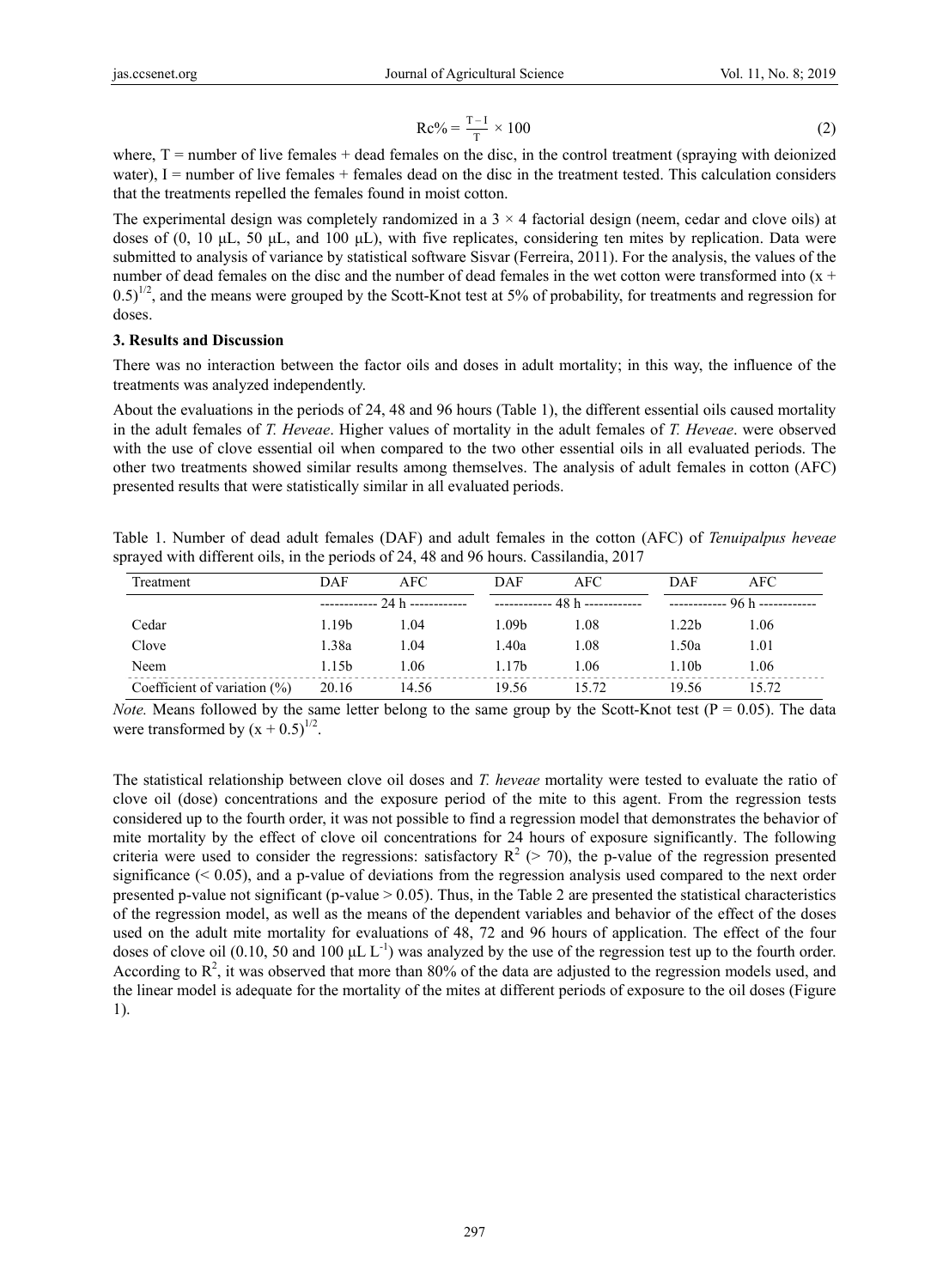$$\text{Rc}\% = \frac{\text{T} - \text{I}}{\text{T}} \times 100 \tag{2}$$

where, T = number of live females + dead females on the disc, in the control treatment (spraying with deionized water), I = number of live females + females dead on the disc in the treatment tested. This calculation considers that the treatments repelled the females found in moist cotton.

The experimental design was completely randomized in a 3 × 4 factorial design (neem, cedar and clove oils) at doses of (0, 10 µL, 50 µL, and 100 µL), with five replicates, considering ten mites by replication. Data were submitted to analysis of variance by statistical software Sisvar (Ferreira, 2011). For the analysis, the values of the number of dead females on the disc and the number of dead females in the wet cotton were transformed into $(x + 0.5)^{1/2}$, and the means were grouped by the Scott-Knot test at 5% of probability, for treatments and regression for doses.

## 3. Results and Discussion

There was no interaction between the factor oils and doses in adult mortality; in this way, the influence of the treatments was analyzed independently.

About the evaluations in the periods of 24, 48 and 96 hours (Table 1), the different essential oils caused mortality in the adult females of *T. Heveae*. Higher values of mortality in the adult females of *T. Heveae*. were observed with the use of clove essential oil when compared to the two other essential oils in all evaluated periods. The other two treatments showed similar results among themselves. The analysis of adult females in cotton (AFC) presented results that were statistically similar in all evaluated periods.

Table 1. Number of dead adult females (DAF) and adult females in the cotton (AFC) of *Tenuipalpus heveae* sprayed with different oils, in the periods of 24, 48 and 96 hours. Cassilandia, 2017

| Treatment | DAF | AFC | DAF | AFC | DAF | AFC |
|---|---|---|---|---|---|---|
| | ------------ 24 h ------------ | | ------------ 48 h ------------ | | ------------ 96 h ------------ | |
| Cedar | 1.19b | 1.04 | 1.09b | 1.08 | 1.22b | 1.06 |
| Clove | 1.38a | 1.04 | 1.40a | 1.08 | 1.50a | 1.01 |
| Neem | 1.15b | 1.06 | 1.17b | 1.06 | 1.10b | 1.06 |
| Coefficient of variation (%) | 20.16 | 14.56 | 19.56 | 15.72 | 19.56 | 15.72 |

*Note.* Means followed by the same letter belong to the same group by the Scott-Knot test (P = 0.05). The data were transformed by $(x + 0.5)^{1/2}$.

The statistical relationship between clove oil doses and *T. heveae* mortality were tested to evaluate the ratio of clove oil (dose) concentrations and the exposure period of the mite to this agent. From the regression tests considered up to the fourth order, it was not possible to find a regression model that demonstrates the behavior of mite mortality by the effect of clove oil concentrations for 24 hours of exposure significantly. The following criteria were used to consider the regressions: satisfactory $R^2$ (> 70), the p-value of the regression presented significance (< 0.05), and a p-value of deviations from the regression analysis used compared to the next order presented p-value not significant (p-value > 0.05). Thus, in the Table 2 are presented the statistical characteristics of the regression model, as well as the means of the dependent variables and behavior of the effect of the doses used on the adult mite mortality for evaluations of 48, 72 and 96 hours of application. The effect of the four doses of clove oil (0.10, 50 and 100 µL $L^{-1}$) was analyzed by the use of the regression test up to the fourth order. According to $R^2$, it was observed that more than 80% of the data are adjusted to the regression models used, and the linear model is adequate for the mortality of the mites at different periods of exposure to the oil doses (Figure 1).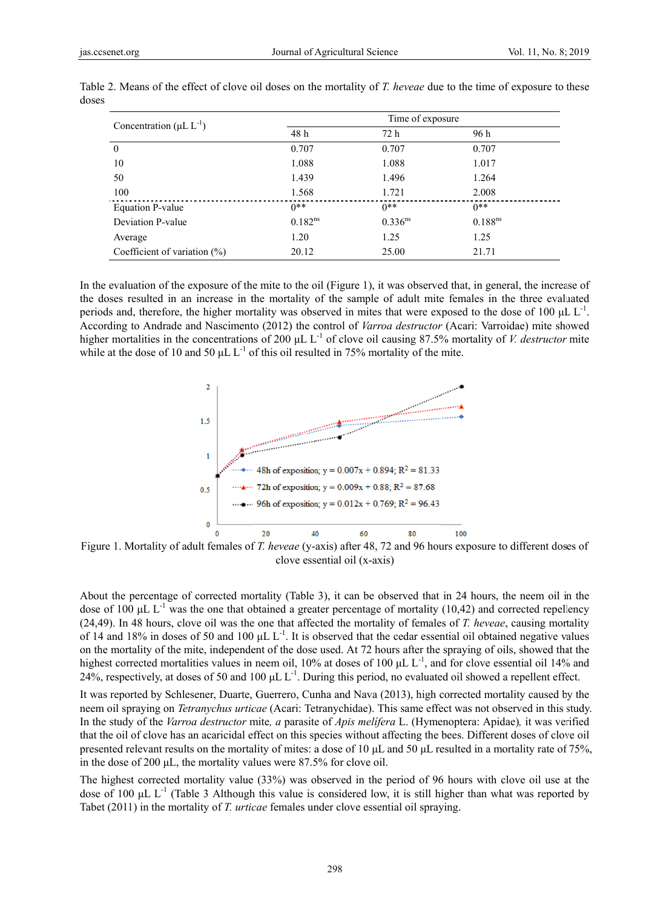Table 2. Means of the effect of clove oil doses on the mortality of *T. heveae* due to the time of exposure to these doses

| Concentration (μL $L^{-1}$) | Time of exposure | | |
|---|---|---|---|
| | 48 h | 72 h | 96 h |
| 0 | 0.707 | 0.707 | 0.707 |
| 10 | 1.088 | 1.088 | 1.017 |
| 50 | 1.439 | 1.496 | 1.264 |
| 100 | 1.568 | 1.721 | 2.008 |
| Equation P-value | 0** | 0** | 0** |
| Deviation P-value | $0.182^{ns}$ | $0.336^{ns}$ | $0.188^{ns}$ |
| Average | 1.20 | 1.25 | 1.25 |
| Coefficient of variation (%) | 20.12 | 25.00 | 21.71 |

In the evaluation of the exposure of the mite to the oil (Figure 1), it was observed that, in general, the increase of the doses resulted in an increase in the mortality of the sample of adult mite females in the three evaluated periods and, therefore, the higher mortality was observed in mites that were exposed to the dose of 100 μL $L^{-1}$. According to Andrade and Nascimento (2012) the control of *Varroa destructor* (Acari: Varroidae) mite showed higher mortalities in the concentrations of 200 μL $L^{-1}$ of clove oil causing 87.5% mortality of *V. destructor* mite while at the dose of 10 and 50 μL $L^{-1}$ of this oil resulted in 75% mortality of the mite.

Figure 1. Mortality of adult females of *T. heveae* (y-axis) after 48, 72 and 96 hours exposure to different doses of clove essential oil (x-axis)

About the percentage of corrected mortality (Table 3), it can be observed that in 24 hours, the neem oil in the dose of 100 μL $L^{-1}$ was the one that obtained a greater percentage of mortality (10,42) and corrected repellency (24,49). In 48 hours, clove oil was the one that affected the mortality of females of *T. heveae*, causing mortality of 14 and 18% in doses of 50 and 100 μL $L^{-1}$. It is observed that the cedar essential oil obtained negative values on the mortality of the mite, independent of the dose used. At 72 hours after the spraying of oils, showed that the highest corrected mortalities values in neem oil, 10% at doses of 100 μL $L^{-1}$, and for clove essential oil 14% and 24%, respectively, at doses of 50 and 100 μL $L^{-1}$. During this period, no evaluated oil showed a repellent effect.

It was reported by Schlesener, Duarte, Guerrero, Cunha and Nava (2013), high corrected mortality caused by the neem oil spraying on *Tetranychus urticae* (Acari: Tetranychidae). This same effect was not observed in this study. In the study of the *Varroa destructor* mite, *a* parasite of *Apis melifera* L. (Hymenoptera: Apidae), it was verified that the oil of clove has an acaricidal effect on this species without affecting the bees. Different doses of clove oil presented relevant results on the mortality of mites: a dose of 10 μL and 50 μL resulted in a mortality rate of 75%, in the dose of 200 μL, the mortality values were 87.5% for clove oil.

The highest corrected mortality value (33%) was observed in the period of 96 hours with clove oil use at the dose of 100 μL $L^{-1}$ (Table 3 Although this value is considered low, it is still higher than what was reported by Tabet (2011) in the mortality of *T. urticae* females under clove essential oil spraying.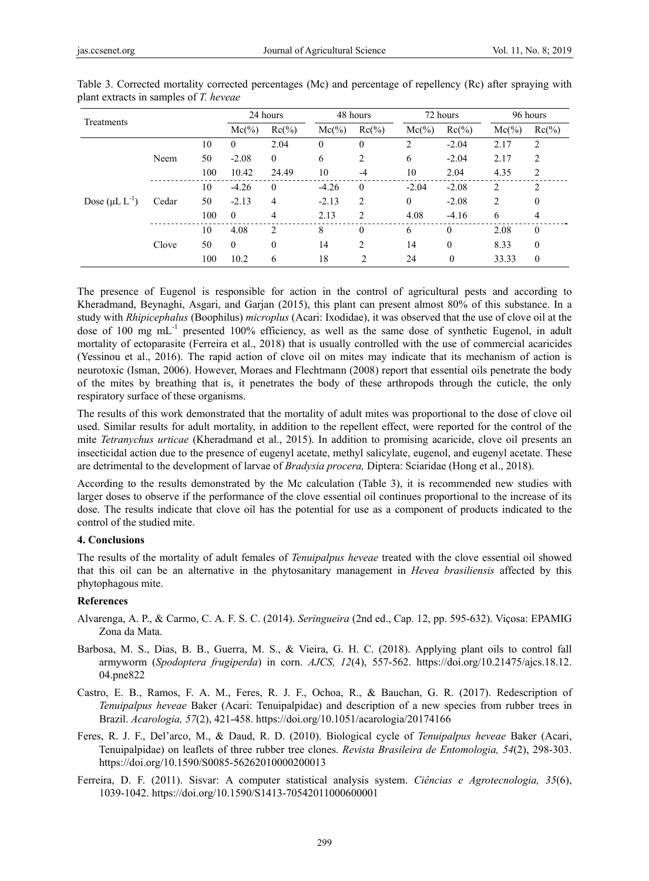Table 3. Corrected mortality corrected percentages (Mc) and percentage of repellency (Rc) after spraying with plant extracts in samples of *T. heveae*

| Treatments | | | 24 hours | | 48 hours | | 72 hours | | 96 hours | |
|---|---|---|---|---|---|---|---|---|---|---|
| | | | Mc(%) | Rc(%) | Mc(%) | Rc(%) | Mc(%) | Rc(%) | Mc(%) | Rc(%) |
| Dose (μL $L^{-1}$) | Neem | 10 | 0 | 2.04 | 0 | 0 | 2 | -2.04 | 2.17 | 2 |
| | | 50 | -2.08 | 0 | 6 | 2 | 6 | -2.04 | 2.17 | 2 |
| | | 100 | 10.42 | 24.49 | 10 | -4 | 10 | 2.04 | 4.35 | 2 |
| | Cedar | 10 | -4.26 | 0 | -4.26 | 0 | -2.04 | -2.08 | 2 | 2 |
| | | 50 | -2.13 | 4 | -2.13 | 2 | 0 | -2.08 | 2 | 0 |
| | | 100 | 0 | 4 | 2.13 | 2 | 4.08 | -4.16 | 6 | 4 |
| | Clove | 10 | 4.08 | 2 | 8 | 0 | 6 | 0 | 2.08 | 0 |
| | | 50 | 0 | 0 | 14 | 2 | 14 | 0 | 8.33 | 0 |
| | | 100 | 10.2 | 6 | 18 | 2 | 24 | 0 | 33.33 | 0 |

The presence of Eugenol is responsible for action in the control of agricultural pests and according to Kheradmand, Beynaghi, Asgari, and Garjan (2015), this plant can present almost 80% of this substance. In a study with *Rhipicephalus* (Boophilus) *microplus* (Acari: Ixodidae), it was observed that the use of clove oil at the dose of 100 mg $mL^{-1}$ presented 100% efficiency, as well as the same dose of synthetic Eugenol, in adult mortality of ectoparasite (Ferreira et al., 2018) that is usually controlled with the use of commercial acaricides (Yessinou et al., 2016). The rapid action of clove oil on mites may indicate that its mechanism of action is neurotoxic (Isman, 2006). However, Moraes and Flechtmann (2008) report that essential oils penetrate the body of the mites by breathing that is, it penetrates the body of these arthropods through the cuticle, the only respiratory surface of these organisms.

The results of this work demonstrated that the mortality of adult mites was proportional to the dose of clove oil used. Similar results for adult mortality, in addition to the repellent effect, were reported for the control of the mite *Tetranychus urticae* (Kheradmand et al., 2015). In addition to promising acaricide, clove oil presents an insecticidal action due to the presence of eugenyl acetate, methyl salicylate, eugenol, and eugenyl acetate. These are detrimental to the development of larvae of *Bradysia procera,* Diptera: Sciaridae (Hong et al., 2018).

According to the results demonstrated by the Mc calculation (Table 3), it is recommended new studies with larger doses to observe if the performance of the clove essential oil continues proportional to the increase of its dose. The results indicate that clove oil has the potential for use as a component of products indicated to the control of the studied mite.

## 4. Conclusions

The results of the mortality of adult females of *Tenuipalpus heveae* treated with the clove essential oil showed that this oil can be an alternative in the phytosanitary management in *Hevea brasiliensis* affected by this phytophagous mite.

## References

Alvarenga, A. P., & Carmo, C. A. F. S. C. (2014). *Seringueira* (2nd ed., Cap. 12, pp. 595-632). Viçosa: EPAMIG Zona da Mata.

Barbosa, M. S., Dias, B. B., Guerra, M. S., & Vieira, G. H. C. (2018). Applying plant oils to control fall armyworm (*Spodoptera frugiperda*) in corn. *AJCS, 12*(4), 557-562. https://doi.org/10.21475/ajcs.18.12.04.pne822

Castro, E. B., Ramos, F. A. M., Feres, R. J. F., Ochoa, R., & Bauchan, G. R. (2017). Redescription of *Tenuipalpus heveae* Baker (Acari: Tenuipalpidae) and description of a new species from rubber trees in Brazil. *Acarologia, 57*(2), 421-458. https://doi.org/10.1051/acarologia/20174166

Feres, R. J. F., Del'arco, M., & Daud, R. D. (2010). Biological cycle of *Tenuipalpus heveae* Baker (Acari, Tenuipalpidae) on leaflets of three rubber tree clones. *Revista Brasileira de Entomologia, 54*(2), 298-303. https://doi.org/10.1590/S0085-56262010000200013

Ferreira, D. F. (2011). Sisvar: A computer statistical analysis system. *Ciências e Agrotecnologia, 35*(6), 1039-1042. https://doi.org/10.1590/S1413-70542011000600001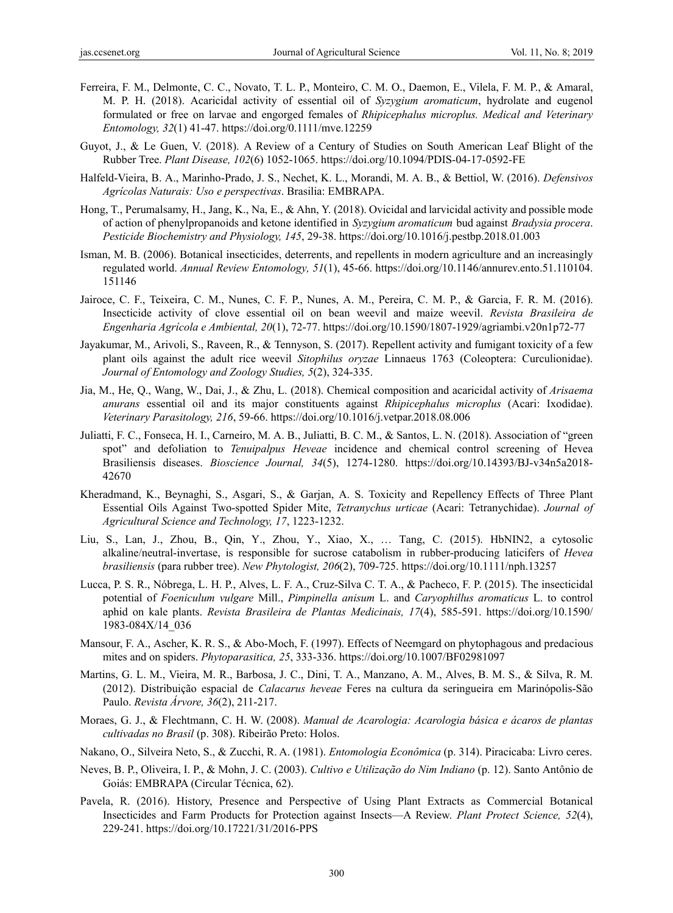Ferreira, F. M., Delmonte, C. C., Novato, T. L. P., Monteiro, C. M. O., Daemon, E., Vilela, F. M. P., & Amaral, M. P. H. (2018). Acaricidal activity of essential oil of *Syzygium aromaticum*, hydrolate and eugenol formulated or free on larvae and engorged females of *Rhipicephalus microplus. Medical and Veterinary Entomology, 32*(1) 41-47. https://doi.org/0.1111/mve.12259

Guyot, J., & Le Guen, V. (2018). A Review of a Century of Studies on South American Leaf Blight of the Rubber Tree. *Plant Disease, 102*(6) 1052-1065. https://doi.org/10.1094/PDIS-04-17-0592-FE

Halfeld-Vieira, B. A., Marinho-Prado, J. S., Nechet, K. L., Morandi, M. A. B., & Bettiol, W. (2016). *Defensivos Agrícolas Naturais: Uso e perspectivas*. Brasilia: EMBRAPA.

Hong, T., Perumalsamy, H., Jang, K., Na, E., & Ahn, Y. (2018). Ovicidal and larvicidal activity and possible mode of action of phenylpropanoids and ketone identified in *Syzygium aromaticum* bud against *Bradysia procera*. *Pesticide Biochemistry and Physiology, 145*, 29-38. https://doi.org/10.1016/j.pestbp.2018.01.003

Isman, M. B. (2006). Botanical insecticides, deterrents, and repellents in modern agriculture and an increasingly regulated world. *Annual Review Entomology, 51*(1), 45-66. https://doi.org/10.1146/annurev.ento.51.110104.151146

Jairoce, C. F., Teixeira, C. M., Nunes, C. F. P., Nunes, A. M., Pereira, C. M. P., & Garcia, F. R. M. (2016). Insecticide activity of clove essential oil on bean weevil and maize weevil. *Revista Brasileira de Engenharia Agrícola e Ambiental, 20*(1), 72-77. https://doi.org/10.1590/1807-1929/agriambi.v20n1p72-77

Jayakumar, M., Arivoli, S., Raveen, R., & Tennyson, S. (2017). Repellent activity and fumigant toxicity of a few plant oils against the adult rice weevil *Sitophilus oryzae* Linnaeus 1763 (Coleoptera: Curculionidae). *Journal of Entomology and Zoology Studies, 5*(2), 324-335.

Jia, M., He, Q., Wang, W., Dai, J., & Zhu, L. (2018). Chemical composition and acaricidal activity of *Arisaema anurans* essential oil and its major constituents against *Rhipicephalus microplus* (Acari: Ixodidae). *Veterinary Parasitology, 216*, 59-66. https://doi.org/10.1016/j.vetpar.2018.08.006

Juliatti, F. C., Fonseca, H. I., Carneiro, M. A. B., Juliatti, B. C. M., & Santos, L. N. (2018). Association of "green spot" and defoliation to *Tenuipalpus Heveae* incidence and chemical control screening of Hevea Brasiliensis diseases. *Bioscience Journal, 34*(5), 1274-1280. https://doi.org/10.14393/BJ-v34n5a2018-42670

Kheradmand, K., Beynaghi, S., Asgari, S., & Garjan, A. S. Toxicity and Repellency Effects of Three Plant Essential Oils Against Two-spotted Spider Mite, *Tetranychus urticae* (Acari: Tetranychidae). *Journal of Agricultural Science and Technology, 17*, 1223-1232.

Liu, S., Lan, J., Zhou, B., Qin, Y., Zhou, Y., Xiao, X., … Tang, C. (2015). HbNIN2, a cytosolic alkaline/neutral-invertase, is responsible for sucrose catabolism in rubber-producing laticifers of *Hevea brasiliensis* (para rubber tree). *New Phytologist, 206*(2), 709-725. https://doi.org/10.1111/nph.13257

Lucca, P. S. R., Nóbrega, L. H. P., Alves, L. F. A., Cruz-Silva C. T. A., & Pacheco, F. P. (2015). The insecticidal potential of *Foeniculum vulgare* Mill., *Pimpinella anisum* L. and *Caryophillus aromaticus* L. to control aphid on kale plants. *Revista Brasileira de Plantas Medicinais, 17*(4), 585-591. https://doi.org/10.1590/1983-084X/14_036

Mansour, F. A., Ascher, K. R. S., & Abo-Moch, F. (1997). Effects of Neemgard on phytophagous and predacious mites and on spiders. *Phytoparasitica, 25*, 333-336. https://doi.org/10.1007/BF02981097

Martins, G. L. M., Vieira, M. R., Barbosa, J. C., Dini, T. A., Manzano, A. M., Alves, B. M. S., & Silva, R. M. (2012). Distribuição espacial de *Calacarus heveae* Feres na cultura da seringueira em Marinópolis-São Paulo. *Revista Árvore, 36*(2), 211-217.

Moraes, G. J., & Flechtmann, C. H. W. (2008). *Manual de Acarologia: Acarologia básica e ácaros de plantas cultivadas no Brasil* (p. 308). Ribeirão Preto: Holos.

Nakano, O., Silveira Neto, S., & Zucchi, R. A. (1981). *Entomologia Econômica* (p. 314). Piracicaba: Livro ceres.

Neves, B. P., Oliveira, I. P., & Mohn, J. C. (2003). *Cultivo e Utilização do Nim Indiano* (p. 12). Santo Antônio de Goiás: EMBRAPA (Circular Técnica, 62).

Pavela, R. (2016). History, Presence and Perspective of Using Plant Extracts as Commercial Botanical Insecticides and Farm Products for Protection against Insects—A Review. *Plant Protect Science, 52*(4), 229-241. https://doi.org/10.17221/31/2016-PPS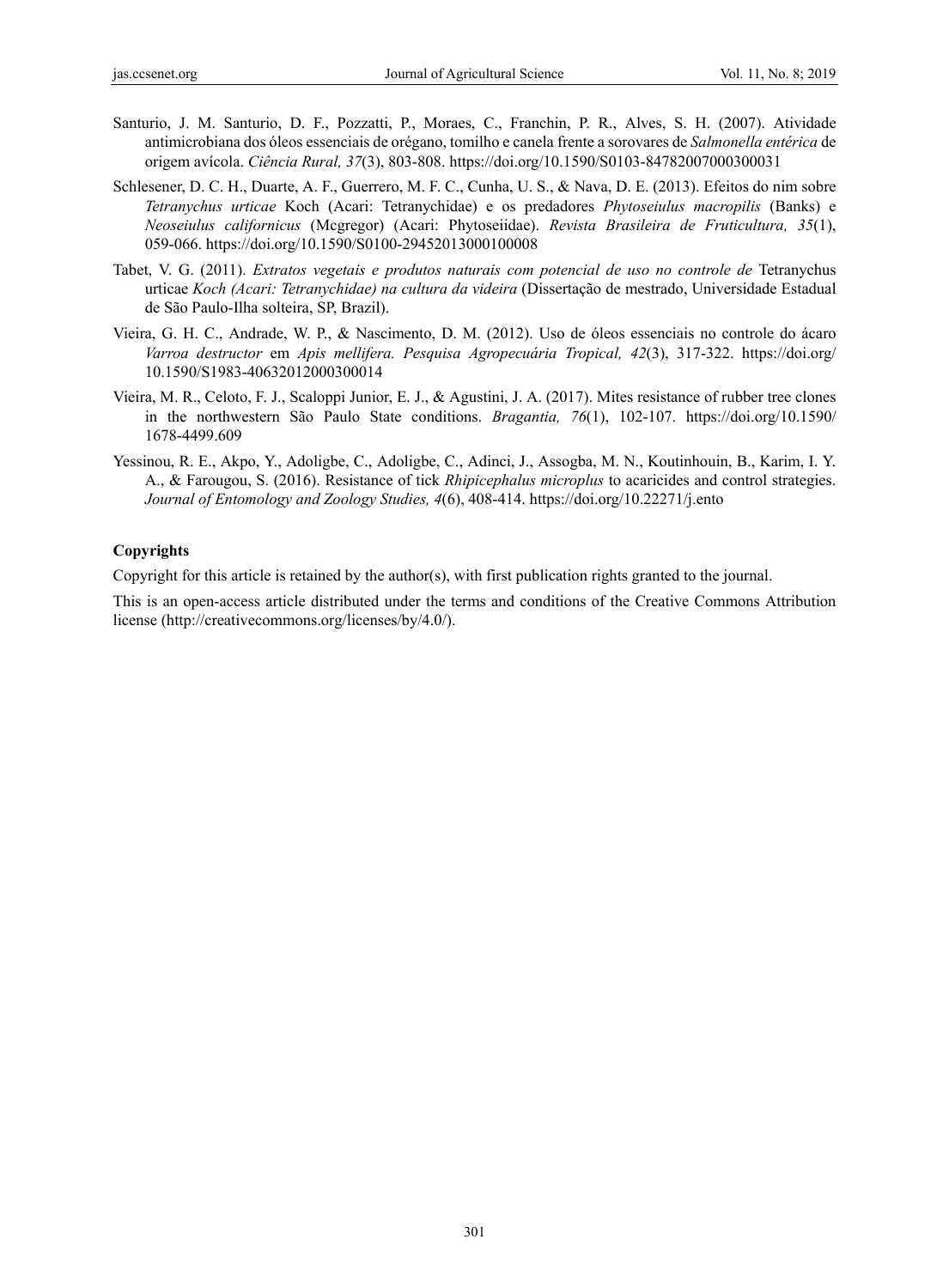Santurio, J. M. Santurio, D. F., Pozzatti, P., Moraes, C., Franchin, P. R., Alves, S. H. (2007). Atividade antimicrobiana dos óleos essenciais de orégano, tomilho e canela frente a sorovares de *Salmonella entérica* de origem avícola. *Ciência Rural, 37*(3), 803-808. https://doi.org/10.1590/S0103-84782007000300031

Schlesener, D. C. H., Duarte, A. F., Guerrero, M. F. C., Cunha, U. S., & Nava, D. E. (2013). Efeitos do nim sobre *Tetranychus urticae* Koch (Acari: Tetranychidae) e os predadores *Phytoseiulus macropilis* (Banks) e *Neoseiulus californicus* (Mcgregor) (Acari: Phytoseiidae). *Revista Brasileira de Fruticultura, 35*(1), 059-066. https://doi.org/10.1590/S0100-29452013000100008

Tabet, V. G. (2011). *Extratos vegetais e produtos naturais com potencial de uso no controle de* Tetranychus urticae *Koch (Acari: Tetranychidae) na cultura da videira* (Dissertação de mestrado, Universidade Estadual de São Paulo-Ilha solteira, SP, Brazil).

Vieira, G. H. C., Andrade, W. P., & Nascimento, D. M. (2012). Uso de óleos essenciais no controle do ácaro *Varroa destructor* em *Apis mellifera. Pesquisa Agropecuária Tropical, 42*(3), 317-322. https://doi.org/10.1590/S1983-40632012000300014

Vieira, M. R., Celoto, F. J., Scaloppi Junior, E. J., & Agustini, J. A. (2017). Mites resistance of rubber tree clones in the northwestern São Paulo State conditions. *Bragantia, 76*(1), 102-107. https://doi.org/10.1590/1678-4499.609

Yessinou, R. E., Akpo, Y., Adoligbe, C., Adoligbe, C., Adinci, J., Assogba, M. N., Koutinhouin, B., Karim, I. Y. A., & Farougou, S. (2016). Resistance of tick *Rhipicephalus microplus* to acaricides and control strategies. *Journal of Entomology and Zoology Studies, 4*(6), 408-414. https://doi.org/10.22271/j.ento

**Copyrights**

Copyright for this article is retained by the author(s), with first publication rights granted to the journal.

This is an open-access article distributed under the terms and conditions of the Creative Commons Attribution license (http://creativecommons.org/licenses/by/4.0/).